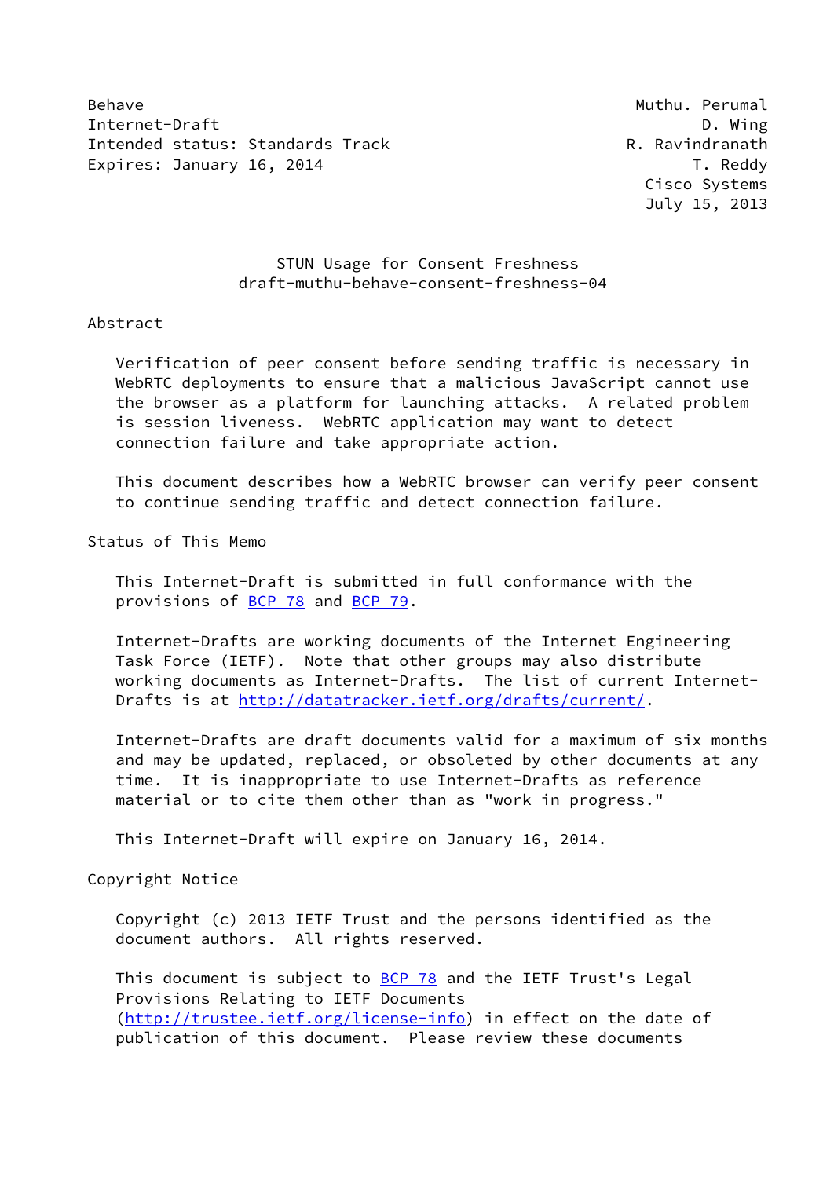Behave — Muthu. Perumal
Internet-Draft — D. Wing
Intended status: Standards Track — R. Ravindranath
Expires: January 16, 2014 — T. Reddy
Cisco Systems
July 15, 2013

# STUN Usage for Consent Freshness
## draft-muthu-behave-consent-freshness-04

## Abstract

Verification of peer consent before sending traffic is necessary in WebRTC deployments to ensure that a malicious JavaScript cannot use the browser as a platform for launching attacks. A related problem is session liveness. WebRTC application may want to detect connection failure and take appropriate action.

This document describes how a WebRTC browser can verify peer consent to continue sending traffic and detect connection failure.

## Status of This Memo

This Internet-Draft is submitted in full conformance with the provisions of BCP 78 and BCP 79.

Internet-Drafts are working documents of the Internet Engineering Task Force (IETF). Note that other groups may also distribute working documents as Internet-Drafts. The list of current Internet-Drafts is at http://datatracker.ietf.org/drafts/current/.

Internet-Drafts are draft documents valid for a maximum of six months and may be updated, replaced, or obsoleted by other documents at any time. It is inappropriate to use Internet-Drafts as reference material or to cite them other than as "work in progress."

This Internet-Draft will expire on January 16, 2014.

## Copyright Notice

Copyright (c) 2013 IETF Trust and the persons identified as the document authors. All rights reserved.

This document is subject to BCP 78 and the IETF Trust's Legal Provisions Relating to IETF Documents (http://trustee.ietf.org/license-info) in effect on the date of publication of this document. Please review these documents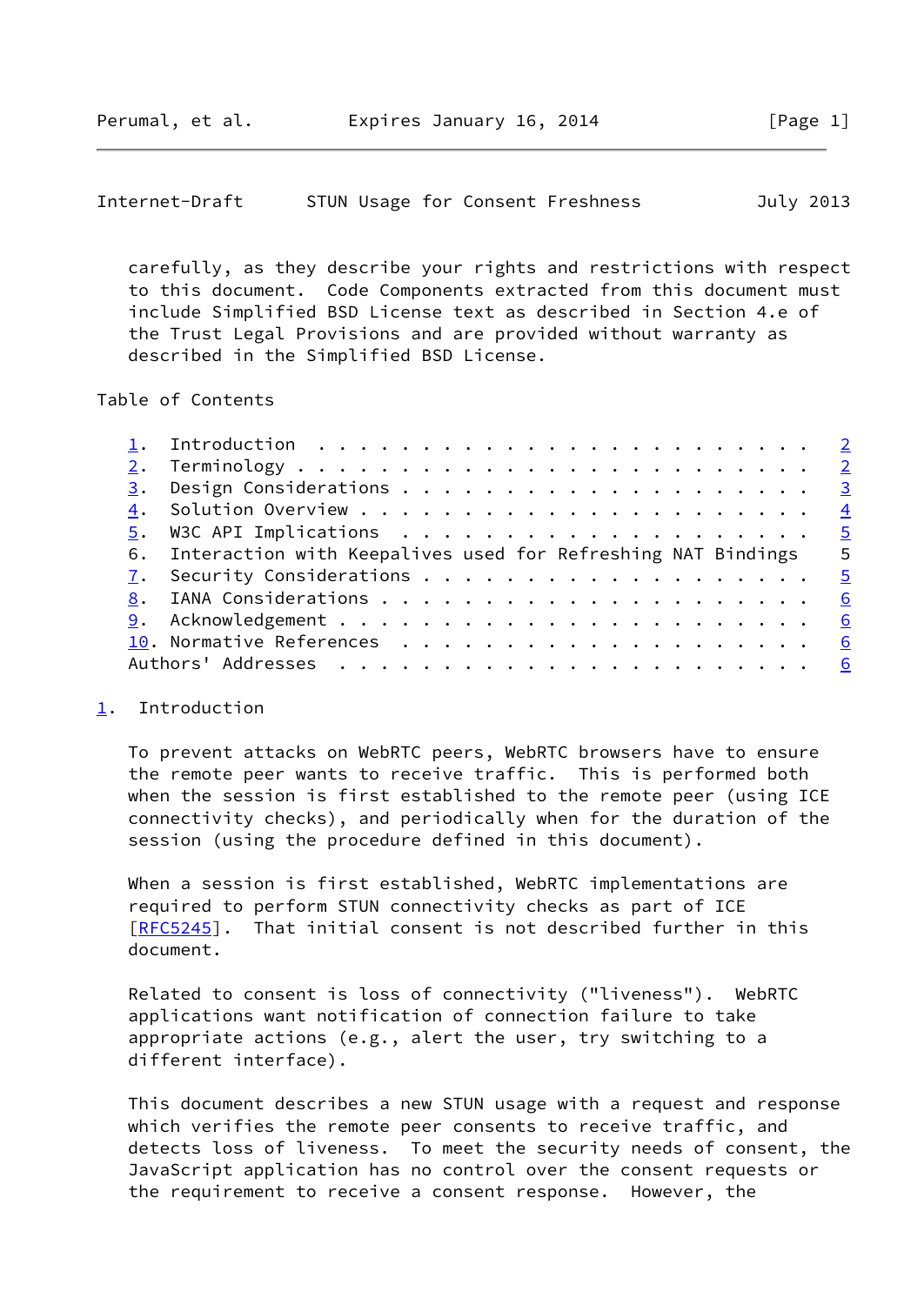carefully, as they describe your rights and restrictions with respect to this document. Code Components extracted from this document must include Simplified BSD License text as described in Section 4.e of the Trust Legal Provisions and are provided without warranty as described in the Simplified BSD License.

## Table of Contents

1. Introduction . . . . . . . . . . . . . . . . . . . . . . . . 2
2. Terminology . . . . . . . . . . . . . . . . . . . . . . . . . 2
3. Design Considerations . . . . . . . . . . . . . . . . . . . . 3
4. Solution Overview . . . . . . . . . . . . . . . . . . . . . . 4
5. W3C API Implications . . . . . . . . . . . . . . . . . . . . 5
6. Interaction with Keepalives used for Refreshing NAT Bindings 5
7. Security Considerations . . . . . . . . . . . . . . . . . . . 5
8. IANA Considerations . . . . . . . . . . . . . . . . . . . . . 6
9. Acknowledgement . . . . . . . . . . . . . . . . . . . . . . . 6
10. Normative References . . . . . . . . . . . . . . . . . . . . 6

Authors' Addresses . . . . . . . . . . . . . . . . . . . . . . . 6

## 1. Introduction

To prevent attacks on WebRTC peers, WebRTC browsers have to ensure the remote peer wants to receive traffic. This is performed both when the session is first established to the remote peer (using ICE connectivity checks), and periodically when for the duration of the session (using the procedure defined in this document).

When a session is first established, WebRTC implementations are required to perform STUN connectivity checks as part of ICE [RFC5245]. That initial consent is not described further in this document.

Related to consent is loss of connectivity ("liveness"). WebRTC applications want notification of connection failure to take appropriate actions (e.g., alert the user, try switching to a different interface).

This document describes a new STUN usage with a request and response which verifies the remote peer consents to receive traffic, and detects loss of liveness. To meet the security needs of consent, the JavaScript application has no control over the consent requests or the requirement to receive a consent response. However, the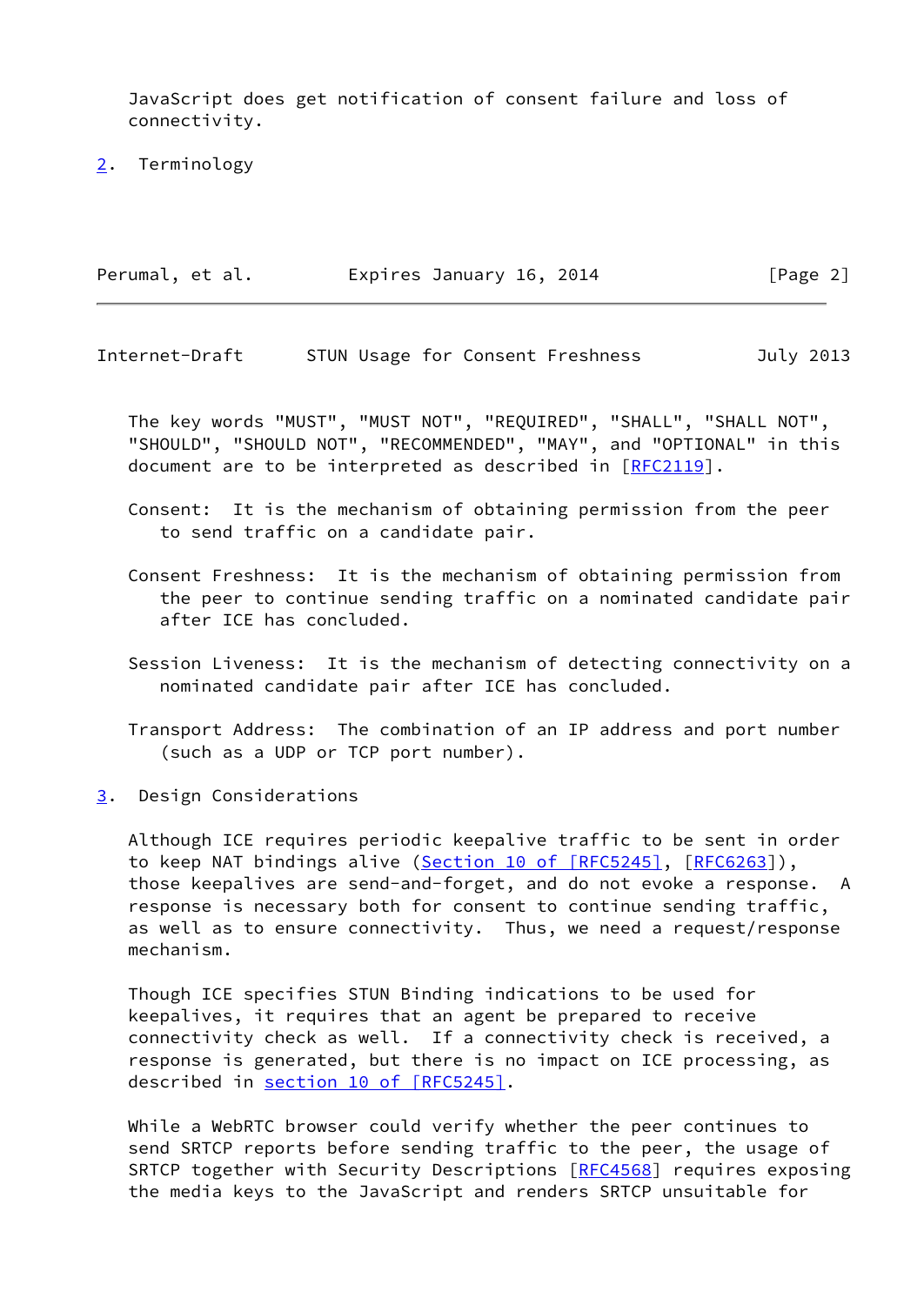JavaScript does get notification of consent failure and loss of connectivity.

## 2. Terminology

The key words "MUST", "MUST NOT", "REQUIRED", "SHALL", "SHALL NOT", "SHOULD", "SHOULD NOT", "RECOMMENDED", "MAY", and "OPTIONAL" in this document are to be interpreted as described in [RFC2119].

Consent: It is the mechanism of obtaining permission from the peer to send traffic on a candidate pair.

Consent Freshness: It is the mechanism of obtaining permission from the peer to continue sending traffic on a nominated candidate pair after ICE has concluded.

Session Liveness: It is the mechanism of detecting connectivity on a nominated candidate pair after ICE has concluded.

Transport Address: The combination of an IP address and port number (such as a UDP or TCP port number).

## 3. Design Considerations

Although ICE requires periodic keepalive traffic to be sent in order to keep NAT bindings alive (Section 10 of [RFC5245], [RFC6263]), those keepalives are send-and-forget, and do not evoke a response. A response is necessary both for consent to continue sending traffic, as well as to ensure connectivity. Thus, we need a request/response mechanism.

Though ICE specifies STUN Binding indications to be used for keepalives, it requires that an agent be prepared to receive connectivity check as well. If a connectivity check is received, a response is generated, but there is no impact on ICE processing, as described in section 10 of [RFC5245].

While a WebRTC browser could verify whether the peer continues to send SRTCP reports before sending traffic to the peer, the usage of SRTCP together with Security Descriptions [RFC4568] requires exposing the media keys to the JavaScript and renders SRTCP unsuitable for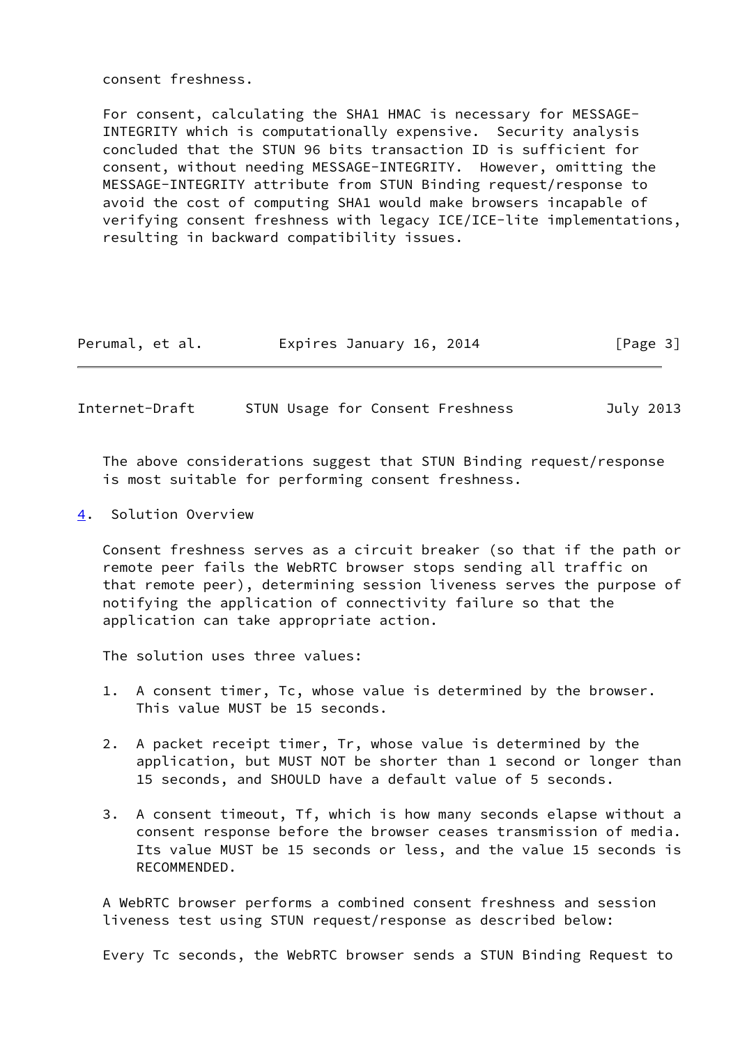consent freshness.

For consent, calculating the SHA1 HMAC is necessary for MESSAGE-INTEGRITY which is computationally expensive. Security analysis concluded that the STUN 96 bits transaction ID is sufficient for consent, without needing MESSAGE-INTEGRITY. However, omitting the MESSAGE-INTEGRITY attribute from STUN Binding request/response to avoid the cost of computing SHA1 would make browsers incapable of verifying consent freshness with legacy ICE/ICE-lite implementations, resulting in backward compatibility issues.

The above considerations suggest that STUN Binding request/response is most suitable for performing consent freshness.

## 4. Solution Overview

Consent freshness serves as a circuit breaker (so that if the path or remote peer fails the WebRTC browser stops sending all traffic on that remote peer), determining session liveness serves the purpose of notifying the application of connectivity failure so that the application can take appropriate action.

The solution uses three values:

1. A consent timer, Tc, whose value is determined by the browser. This value MUST be 15 seconds.

2. A packet receipt timer, Tr, whose value is determined by the application, but MUST NOT be shorter than 1 second or longer than 15 seconds, and SHOULD have a default value of 5 seconds.

3. A consent timeout, Tf, which is how many seconds elapse without a consent response before the browser ceases transmission of media. Its value MUST be 15 seconds or less, and the value 15 seconds is RECOMMENDED.

A WebRTC browser performs a combined consent freshness and session liveness test using STUN request/response as described below:

Every Tc seconds, the WebRTC browser sends a STUN Binding Request to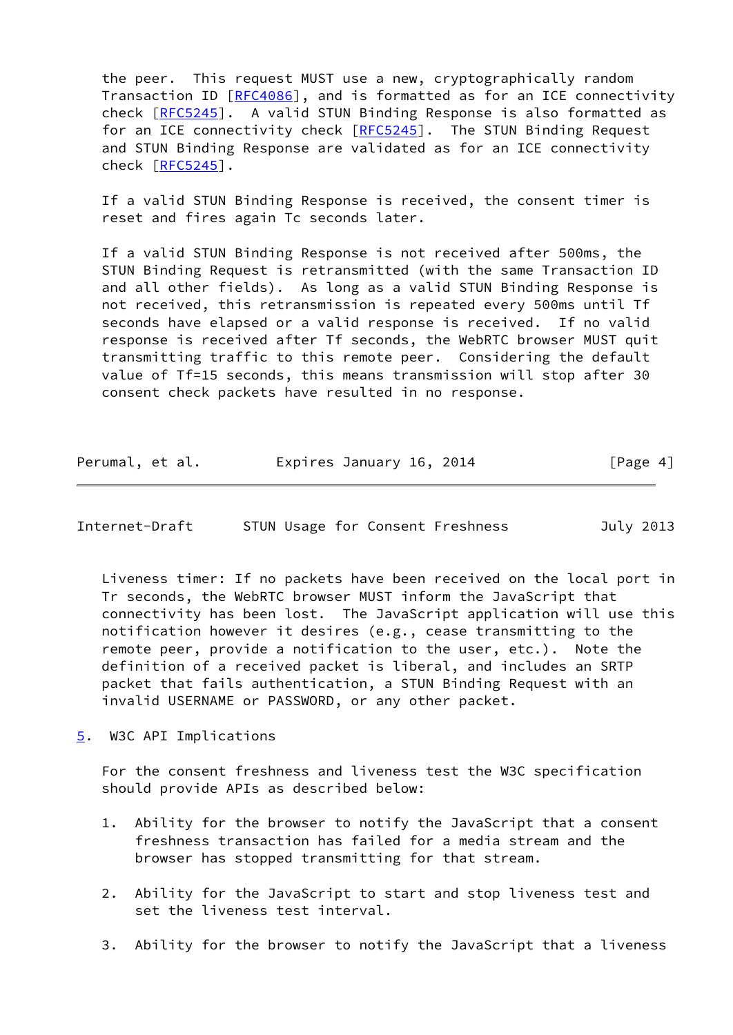the peer. This request MUST use a new, cryptographically random Transaction ID [RFC4086], and is formatted as for an ICE connectivity check [RFC5245]. A valid STUN Binding Response is also formatted as for an ICE connectivity check [RFC5245]. The STUN Binding Request and STUN Binding Response are validated as for an ICE connectivity check [RFC5245].

If a valid STUN Binding Response is received, the consent timer is reset and fires again Tc seconds later.

If a valid STUN Binding Response is not received after 500ms, the STUN Binding Request is retransmitted (with the same Transaction ID and all other fields). As long as a valid STUN Binding Response is not received, this retransmission is repeated every 500ms until Tf seconds have elapsed or a valid response is received. If no valid response is received after Tf seconds, the WebRTC browser MUST quit transmitting traffic to this remote peer. Considering the default value of Tf=15 seconds, this means transmission will stop after 30 consent check packets have resulted in no response.

Liveness timer: If no packets have been received on the local port in Tr seconds, the WebRTC browser MUST inform the JavaScript that connectivity has been lost. The JavaScript application will use this notification however it desires (e.g., cease transmitting to the remote peer, provide a notification to the user, etc.). Note the definition of a received packet is liberal, and includes an SRTP packet that fails authentication, a STUN Binding Request with an invalid USERNAME or PASSWORD, or any other packet.

## 5. W3C API Implications

For the consent freshness and liveness test the W3C specification should provide APIs as described below:

1. Ability for the browser to notify the JavaScript that a consent freshness transaction has failed for a media stream and the browser has stopped transmitting for that stream.

2. Ability for the JavaScript to start and stop liveness test and set the liveness test interval.

3. Ability for the browser to notify the JavaScript that a liveness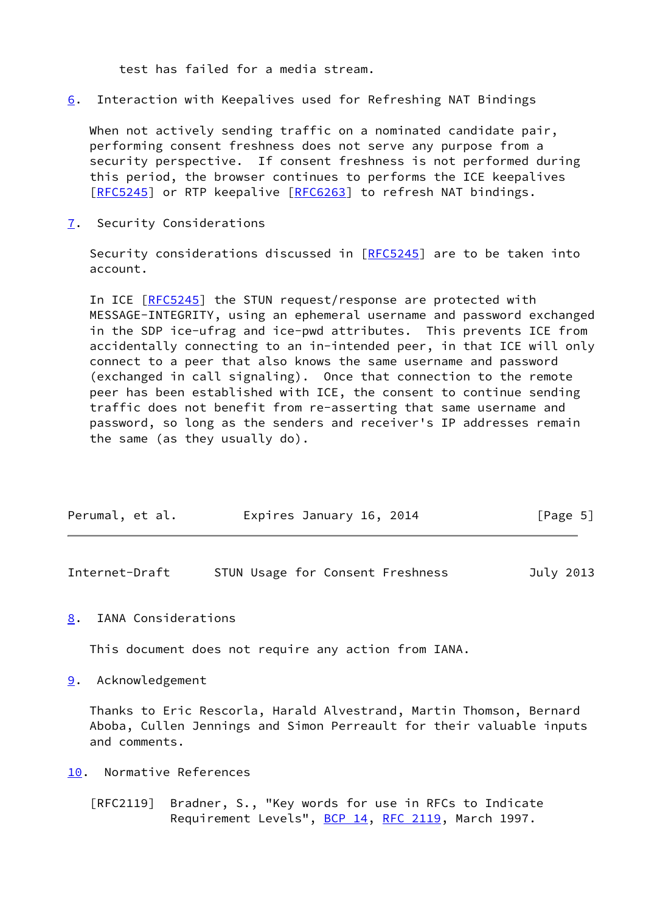test has failed for a media stream.

## 6. Interaction with Keepalives used for Refreshing NAT Bindings

When not actively sending traffic on a nominated candidate pair, performing consent freshness does not serve any purpose from a security perspective. If consent freshness is not performed during this period, the browser continues to performs the ICE keepalives [RFC5245] or RTP keepalive [RFC6263] to refresh NAT bindings.

## 7. Security Considerations

Security considerations discussed in [RFC5245] are to be taken into account.

In ICE [RFC5245] the STUN request/response are protected with MESSAGE-INTEGRITY, using an ephemeral username and password exchanged in the SDP ice-ufrag and ice-pwd attributes. This prevents ICE from accidentally connecting to an in-intended peer, in that ICE will only connect to a peer that also knows the same username and password (exchanged in call signaling). Once that connection to the remote peer has been established with ICE, the consent to continue sending traffic does not benefit from re-asserting that same username and password, so long as the senders and receiver's IP addresses remain the same (as they usually do).

## 8. IANA Considerations

This document does not require any action from IANA.

## 9. Acknowledgement

Thanks to Eric Rescorla, Harald Alvestrand, Martin Thomson, Bernard Aboba, Cullen Jennings and Simon Perreault for their valuable inputs and comments.

## 10. Normative References

[RFC2119] Bradner, S., "Key words for use in RFCs to Indicate Requirement Levels", BCP 14, RFC 2119, March 1997.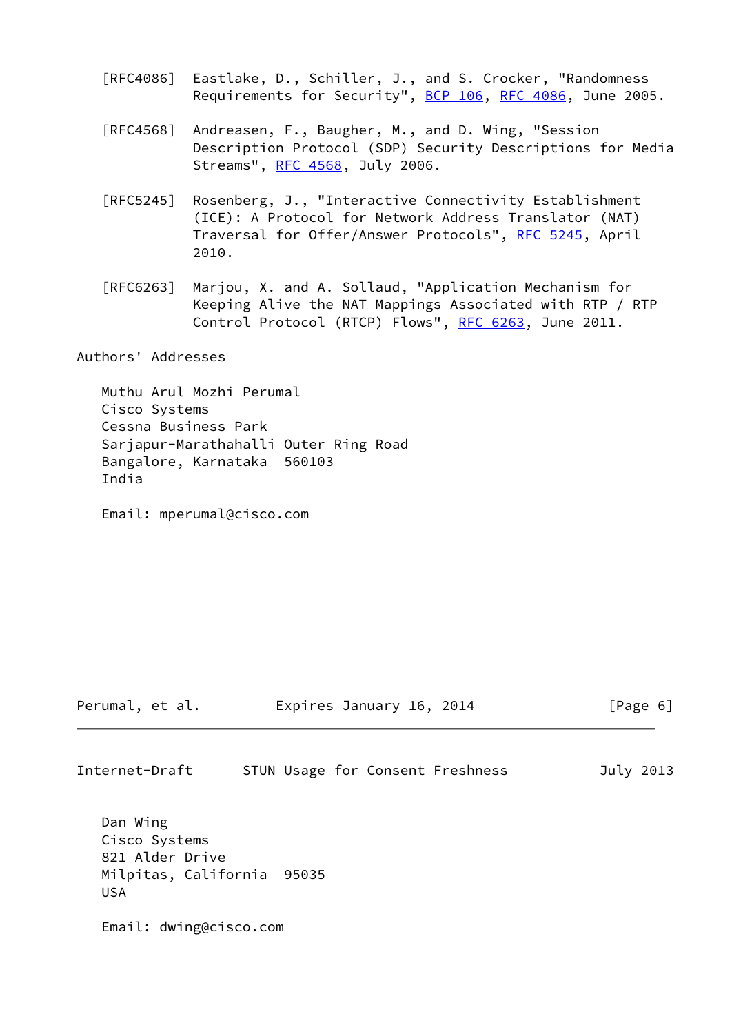[RFC4086] Eastlake, D., Schiller, J., and S. Crocker, "Randomness Requirements for Security", BCP 106, RFC 4086, June 2005.

[RFC4568] Andreasen, F., Baugher, M., and D. Wing, "Session Description Protocol (SDP) Security Descriptions for Media Streams", RFC 4568, July 2006.

[RFC5245] Rosenberg, J., "Interactive Connectivity Establishment (ICE): A Protocol for Network Address Translator (NAT) Traversal for Offer/Answer Protocols", RFC 5245, April 2010.

[RFC6263] Marjou, X. and A. Sollaud, "Application Mechanism for Keeping Alive the NAT Mappings Associated with RTP / RTP Control Protocol (RTCP) Flows", RFC 6263, June 2011.

## Authors' Addresses

Muthu Arul Mozhi Perumal
Cisco Systems
Cessna Business Park
Sarjapur-Marathahalli Outer Ring Road
Bangalore, Karnataka 560103
India

Email: mperumal@cisco.com

Dan Wing
Cisco Systems
821 Alder Drive
Milpitas, California 95035
USA

Email: dwing@cisco.com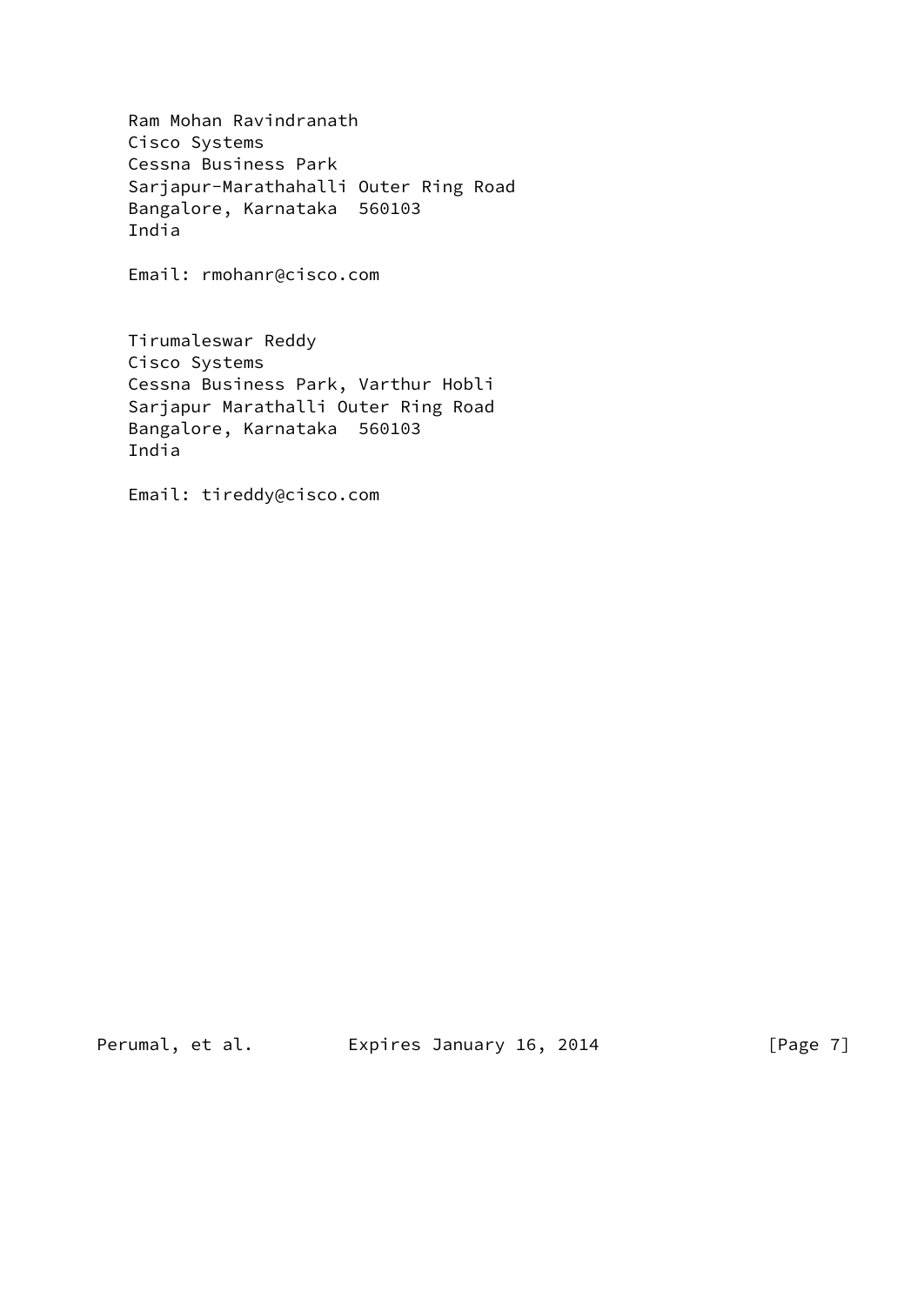Ram Mohan Ravindranath
Cisco Systems
Cessna Business Park
Sarjapur-Marathahalli Outer Ring Road
Bangalore, Karnataka 560103
India

Email: rmohanr@cisco.com

Tirumaleswar Reddy
Cisco Systems
Cessna Business Park, Varthur Hobli
Sarjapur Marathalli Outer Ring Road
Bangalore, Karnataka 560103
India

Email: tireddy@cisco.com